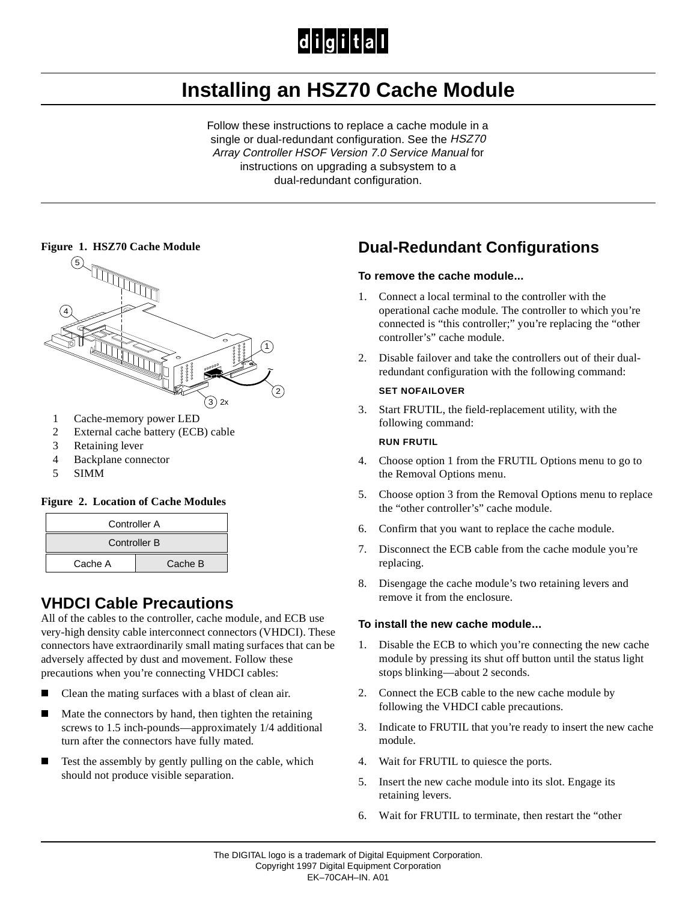# Installing an HSZ70 Cache Module

Follow these instructions to replace a cache module in a single or dual-redundant configuration. See the *HSZ70 Array Controller HSOF Version 7.0 Service Manual* for instructions on upgrading a subsystem to a dual-redundant configuration.

**Figure 1. HSZ70 Cache Module**

1. Cache-memory power LED
2. External cache battery (ECB) cable
3. Retaining lever
4. Backplane connector
5. SIMM

**Figure 2. Location of Cache Modules**

| Controller A | |
|---|---|
| Controller B | |
| Cache A | Cache B |

## VHDCI Cable Precautions

All of the cables to the controller, cache module, and ECB use very-high density cable interconnect connectors (VHDCI). These connectors have extraordinarily small mating surfaces that can be adversely affected by dust and movement. Follow these precautions when you're connecting VHDCI cables:

- Clean the mating surfaces with a blast of clean air.
- Mate the connectors by hand, then tighten the retaining screws to 1.5 inch-pounds—approximately 1/4 additional turn after the connectors have fully mated.
- Test the assembly by gently pulling on the cable, which should not produce visible separation.

## Dual-Redundant Configurations

### To remove the cache module...

1. Connect a local terminal to the controller with the operational cache module. The controller to which you're connected is "this controller;" you're replacing the "other controller's" cache module.
2. Disable failover and take the controllers out of their dual-redundant configuration with the following command:

   ```
   SET NOFAILOVER
   ```

3. Start FRUTIL, the field-replacement utility, with the following command:

   ```
   RUN FRUTIL
   ```

4. Choose option 1 from the FRUTIL Options menu to go to the Removal Options menu.
5. Choose option 3 from the Removal Options menu to replace the "other controller's" cache module.
6. Confirm that you want to replace the cache module.
7. Disconnect the ECB cable from the cache module you're replacing.
8. Disengage the cache module's two retaining levers and remove it from the enclosure.

### To install the new cache module...

1. Disable the ECB to which you're connecting the new cache module by pressing its shut off button until the status light stops blinking—about 2 seconds.
2. Connect the ECB cable to the new cache module by following the VHDCI cable precautions.
3. Indicate to FRUTIL that you're ready to insert the new cache module.
4. Wait for FRUTIL to quiesce the ports.
5. Insert the new cache module into its slot. Engage its retaining levers.
6. Wait for FRUTIL to terminate, then restart the "other

The DIGITAL logo is a trademark of Digital Equipment Corporation.
Copyright 1997 Digital Equipment Corporation
EK–70CAH–IN. A01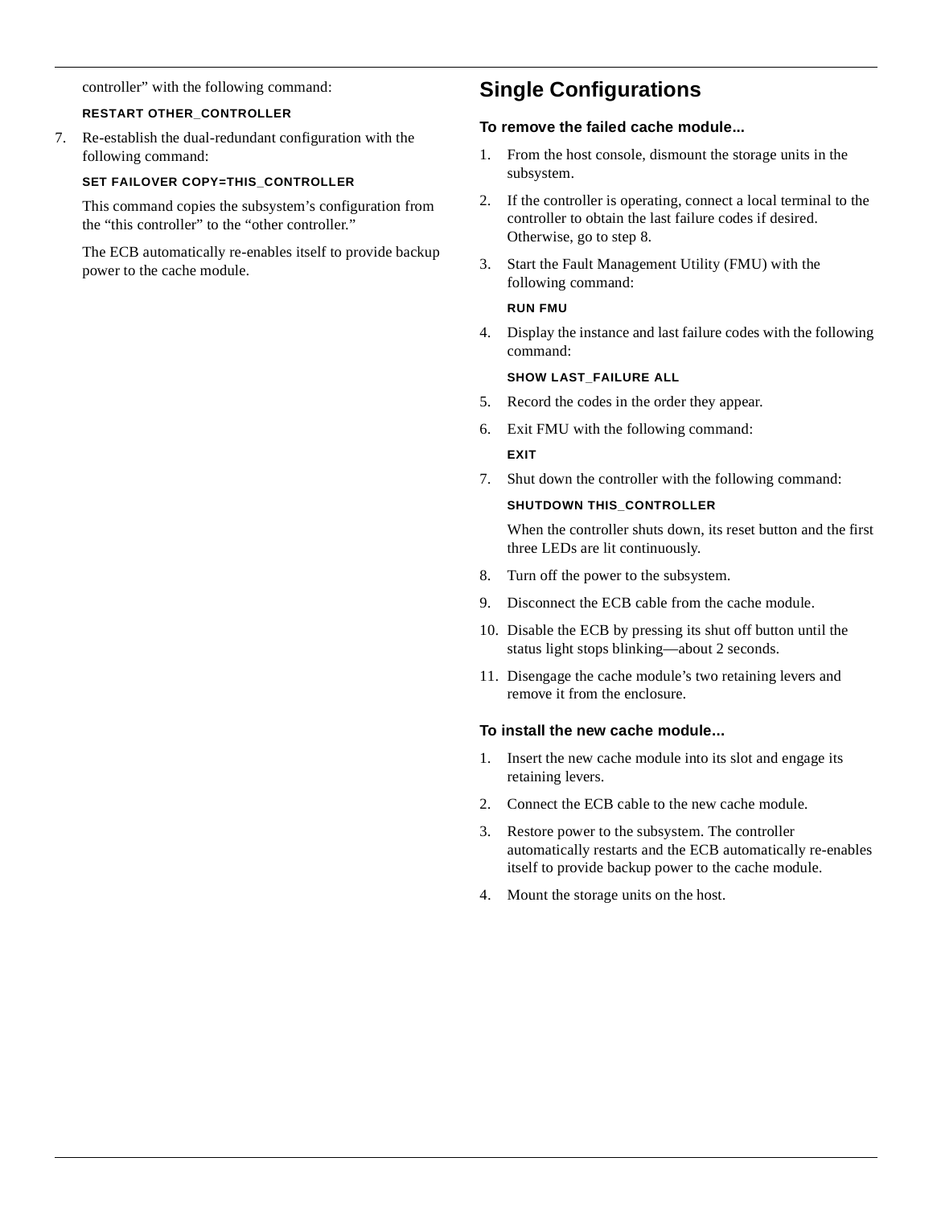controller" with the following command:

RESTART OTHER_CONTROLLER

7. Re-establish the dual-redundant configuration with the following command:

   SET FAILOVER COPY=THIS_CONTROLLER

   This command copies the subsystem's configuration from the "this controller" to the "other controller."

   The ECB automatically re-enables itself to provide backup power to the cache module.

## Single Configurations

### To remove the failed cache module...

1. From the host console, dismount the storage units in the subsystem.
2. If the controller is operating, connect a local terminal to the controller to obtain the last failure codes if desired. Otherwise, go to step 8.
3. Start the Fault Management Utility (FMU) with the following command:

   RUN FMU

4. Display the instance and last failure codes with the following command:

   SHOW LAST_FAILURE ALL

5. Record the codes in the order they appear.
6. Exit FMU with the following command:

   EXIT

7. Shut down the controller with the following command:

   SHUTDOWN THIS_CONTROLLER

   When the controller shuts down, its reset button and the first three LEDs are lit continuously.

8. Turn off the power to the subsystem.
9. Disconnect the ECB cable from the cache module.
10. Disable the ECB by pressing its shut off button until the status light stops blinking—about 2 seconds.
11. Disengage the cache module's two retaining levers and remove it from the enclosure.

### To install the new cache module...

1. Insert the new cache module into its slot and engage its retaining levers.
2. Connect the ECB cable to the new cache module.
3. Restore power to the subsystem. The controller automatically restarts and the ECB automatically re-enables itself to provide backup power to the cache module.
4. Mount the storage units on the host.